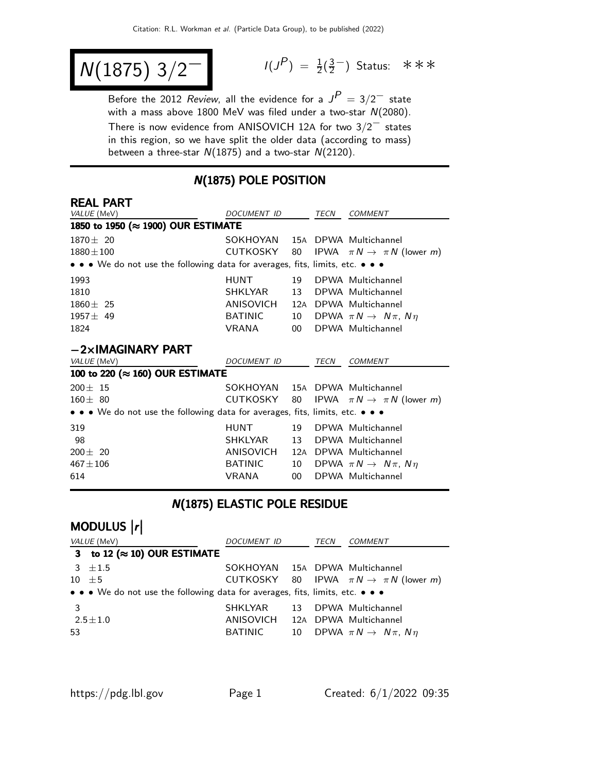# $N(1875)\ 3/2^-$

$I(J^P) = \frac{1}{2}(\frac{3}{2}^-)$ Status: ∗∗∗

Before the 2012 *Review*, all the evidence for a $J^P = 3/2^-$ state with a mass above 1800 MeV was filed under a two-star $N(2080)$. There is now evidence from ANISOVICH 12A for two $3/2^-$ states in this region, so we have split the older data (according to mass) between a three-star $N(1875)$ and a two-star $N(2120)$.

## N(1875) POLE POSITION

### REAL PART

| VALUE (MeV) | DOCUMENT ID | | TECN | COMMENT |
|---|---|---|---|---|
| **1850 to 1950 (≈ 1900) OUR ESTIMATE** | | | | |
| 1870 ± 20 | SOKHOYAN | 15A | DPWA | Multichannel |
| 1880 ± 100 | CUTKOSKY | 80 | IPWA | $\pi N \rightarrow \pi N$ (lower $m$) |
| • • • We do not use the following data for averages, fits, limits, etc. • • • | | | | |
| 1993 | HUNT | 19 | DPWA | Multichannel |
| 1810 | SHKLYAR | 13 | DPWA | Multichannel |
| 1860 ± 25 | ANISOVICH | 12A | DPWA | Multichannel |
| 1957 ± 49 | BATINIC | 10 | DPWA | $\pi N \rightarrow N\pi$, $N\eta$ |
| 1824 | VRANA | 00 | DPWA | Multichannel |

### −2×IMAGINARY PART

| VALUE (MeV) | DOCUMENT ID | | TECN | COMMENT |
|---|---|---|---|---|
| **100 to 220 (≈ 160) OUR ESTIMATE** | | | | |
| 200 ± 15 | SOKHOYAN | 15A | DPWA | Multichannel |
| 160 ± 80 | CUTKOSKY | 80 | IPWA | $\pi N \rightarrow \pi N$ (lower $m$) |
| • • • We do not use the following data for averages, fits, limits, etc. • • • | | | | |
| 319 | HUNT | 19 | DPWA | Multichannel |
| 98 | SHKLYAR | 13 | DPWA | Multichannel |
| 200 ± 20 | ANISOVICH | 12A | DPWA | Multichannel |
| 467 ± 106 | BATINIC | 10 | DPWA | $\pi N \rightarrow N\pi$, $N\eta$ |
| 614 | VRANA | 00 | DPWA | Multichannel |

## N(1875) ELASTIC POLE RESIDUE

### MODULUS $|r|$

| VALUE (MeV) | DOCUMENT ID | | TECN | COMMENT |
|---|---|---|---|---|
| **3 to 12 (≈ 10) OUR ESTIMATE** | | | | |
| 3 ± 1.5 | SOKHOYAN | 15A | DPWA | Multichannel |
| 10 ± 5 | CUTKOSKY | 80 | IPWA | $\pi N \rightarrow \pi N$ (lower $m$) |
| • • • We do not use the following data for averages, fits, limits, etc. • • • | | | | |
| 3 | SHKLYAR | 13 | DPWA | Multichannel |
| 2.5 ± 1.0 | ANISOVICH | 12A | DPWA | Multichannel |
| 53 | BATINIC | 10 | DPWA | $\pi N \rightarrow N\pi$, $N\eta$ |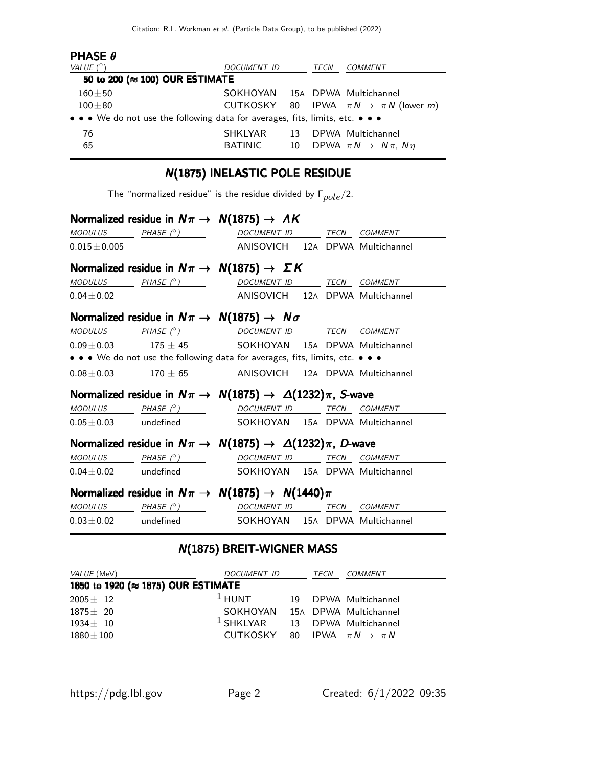### PHASE $\theta$

| VALUE (°) | DOCUMENT ID | | TECN | COMMENT |
|---|---|---|---|---|
| **50 to 200 (≈ 100) OUR ESTIMATE** | | | | |
| 160±50 | SOKHOYAN | 15A | DPWA | Multichannel |
| 100±80 | CUTKOSKY | 80 | IPWA | $\pi N \rightarrow \pi N$ (lower $m$) |
| • • • We do not use the following data for averages, fits, limits, etc. • • • | | | | |
| − 76 | SHKLYAR | 13 | DPWA | Multichannel |
| − 65 | BATINIC | 10 | DPWA | $\pi N \rightarrow N\pi$, $N\eta$ |

## N(1875) INELASTIC POLE RESIDUE

The "normalized residue" is the residue divided by $\Gamma_{pole}/2$.

### Normalized residue in $N\pi \rightarrow N(1875) \rightarrow \Lambda K$

| MODULUS | PHASE (°) | DOCUMENT ID | | TECN | COMMENT |
|---|---|---|---|---|---|
| 0.015±0.005 | | ANISOVICH | 12A | DPWA | Multichannel |

### Normalized residue in $N\pi \rightarrow N(1875) \rightarrow \Sigma K$

| MODULUS | PHASE (°) | DOCUMENT ID | | TECN | COMMENT |
|---|---|---|---|---|---|
| 0.04±0.02 | | ANISOVICH | 12A | DPWA | Multichannel |

### Normalized residue in $N\pi \rightarrow N(1875) \rightarrow N\sigma$

| MODULUS | PHASE (°) | DOCUMENT ID | | TECN | COMMENT |
|---|---|---|---|---|---|
| 0.09±0.03 | −175 ± 45 | SOKHOYAN | 15A | DPWA | Multichannel |
| • • • We do not use the following data for averages, fits, limits, etc. • • • | | | | | |
| 0.08±0.03 | −170 ± 65 | ANISOVICH | 12A | DPWA | Multichannel |

### Normalized residue in $N\pi \rightarrow N(1875) \rightarrow \Delta(1232)\pi$, S-wave

| MODULUS | PHASE (°) | DOCUMENT ID | | TECN | COMMENT |
|---|---|---|---|---|---|
| 0.05±0.03 | undefined | SOKHOYAN | 15A | DPWA | Multichannel |

### Normalized residue in $N\pi \rightarrow N(1875) \rightarrow \Delta(1232)\pi$, D-wave

| MODULUS | PHASE (°) | DOCUMENT ID | | TECN | COMMENT |
|---|---|---|---|---|---|
| 0.04±0.02 | undefined | SOKHOYAN | 15A | DPWA | Multichannel |

### Normalized residue in $N\pi \rightarrow N(1875) \rightarrow N(1440)\pi$

| MODULUS | PHASE (°) | DOCUMENT ID | | TECN | COMMENT |
|---|---|---|---|---|---|
| 0.03±0.02 | undefined | SOKHOYAN | 15A | DPWA | Multichannel |

## N(1875) BREIT-WIGNER MASS

| VALUE (MeV) | DOCUMENT ID | | TECN | COMMENT |
|---|---|---|---|---|
| **1850 to 1920 (≈ 1875) OUR ESTIMATE** | | | | |
| 2005± 12 | [1] HUNT | 19 | DPWA | Multichannel |
| 1875± 20 | SOKHOYAN | 15A | DPWA | Multichannel |
| 1934± 10 | [1] SHKLYAR | 13 | DPWA | Multichannel |
| 1880±100 | CUTKOSKY | 80 | IPWA | $\pi N \rightarrow \pi N$ |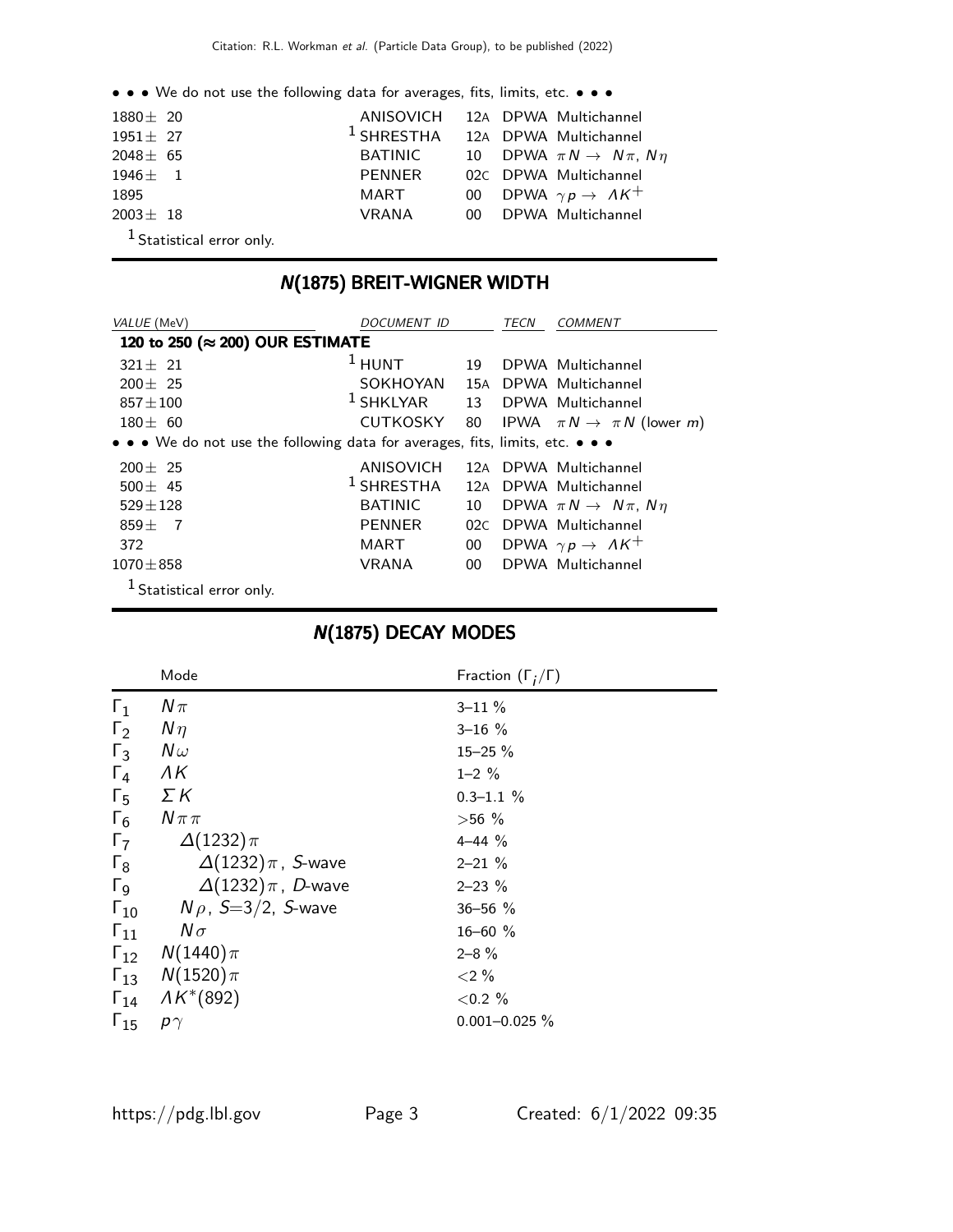• • • We do not use the following data for averages, fits, limits, etc. • • •

| | | | |
|---|---|---|---|
| 1880 ± 20 | ANISOVICH | 12A | DPWA Multichannel |
| 1951 ± 27 | [1] SHRESTHA | 12A | DPWA Multichannel |
| 2048 ± 65 | BATINIC | 10 | DPWA $\pi N \rightarrow N\pi$, $N\eta$ |
| 1946 ± 1 | PENNER | 02C | DPWA Multichannel |
| 1895 | MART | 00 | DPWA $\gamma p \rightarrow \Lambda K^+$ |
| 2003 ± 18 | VRANA | 00 | DPWA Multichannel |

[1] Statistical error only.

## N(1875) BREIT-WIGNER WIDTH

| VALUE (MeV) | DOCUMENT ID | | TECN | COMMENT |
|---|---|---|---|---|
| **120 to 250 (≈ 200) OUR ESTIMATE** | | | | |
| 321 ± 21 | [1] HUNT | 19 | DPWA | Multichannel |
| 200 ± 25 | SOKHOYAN | 15A | DPWA | Multichannel |
| 857 ± 100 | [1] SHKLYAR | 13 | DPWA | Multichannel |
| 180 ± 60 | CUTKOSKY | 80 | IPWA | $\pi N \rightarrow \pi N$ (lower $m$) |
| • • • We do not use the following data for averages, fits, limits, etc. • • • | | | | |
| 200 ± 25 | ANISOVICH | 12A | DPWA | Multichannel |
| 500 ± 45 | [1] SHRESTHA | 12A | DPWA | Multichannel |
| 529 ± 128 | BATINIC | 10 | DPWA | $\pi N \rightarrow N\pi$, $N\eta$ |
| 859 ± 7 | PENNER | 02C | DPWA | Multichannel |
| 372 | MART | 00 | DPWA | $\gamma p \rightarrow \Lambda K^+$ |
| 1070 ± 858 | VRANA | 00 | DPWA | Multichannel |

[1] Statistical error only.

## N(1875) DECAY MODES

| | Mode | Fraction ($\Gamma_i/\Gamma$) |
|---|---|---|
| $\Gamma_1$ | $N\pi$ | 3–11 % |
| $\Gamma_2$ | $N\eta$ | 3–16 % |
| $\Gamma_3$ | $N\omega$ | 15–25 % |
| $\Gamma_4$ | $\Lambda K$ | 1–2 % |
| $\Gamma_5$ | $\Sigma K$ | 0.3–1.1 % |
| $\Gamma_6$ | $N\pi\pi$ | >56 % |
| $\Gamma_7$ | $\Delta(1232)\pi$ | 4–44 % |
| $\Gamma_8$ | $\Delta(1232)\pi$, $S$-wave | 2–21 % |
| $\Gamma_9$ | $\Delta(1232)\pi$, $D$-wave | 2–23 % |
| $\Gamma_{10}$ | $N\rho$, $S$=3/2, $S$-wave | 36–56 % |
| $\Gamma_{11}$ | $N\sigma$ | 16–60 % |
| $\Gamma_{12}$ | $N(1440)\pi$ | 2–8 % |
| $\Gamma_{13}$ | $N(1520)\pi$ | <2 % |
| $\Gamma_{14}$ | $\Lambda K^*(892)$ | <0.2 % |
| $\Gamma_{15}$ | $p\gamma$ | 0.001–0.025 % |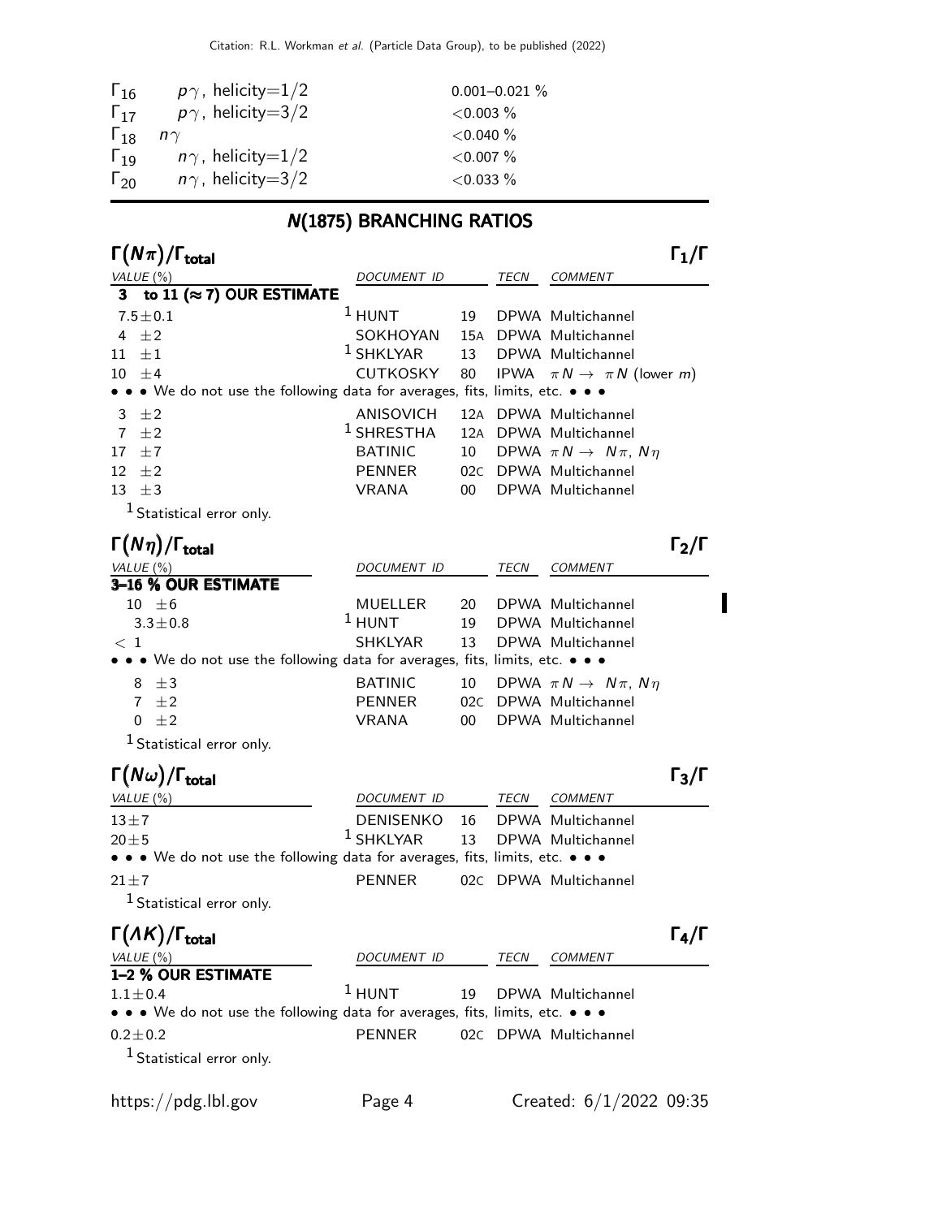| | | |
|---|---|---|
| $\Gamma_{16}$ | $p\gamma$, helicity=1/2 | 0.001–0.021 % |
| $\Gamma_{17}$ | $p\gamma$, helicity=3/2 | <0.003 % |
| $\Gamma_{18}$ | $n\gamma$ | <0.040 % |
| $\Gamma_{19}$ | $n\gamma$, helicity=1/2 | <0.007 % |
| $\Gamma_{20}$ | $n\gamma$, helicity=3/2 | <0.033 % |

## N(1875) BRANCHING RATIOS

### $\Gamma(N\pi)/\Gamma_{\text{total}}$ — $\Gamma_1/\Gamma$

| VALUE (%) | DOCUMENT ID | | TECN | COMMENT |
|---|---|---|---|---|
| **3 to 11 (≈ 7) OUR ESTIMATE** | | | | |
| 7.5±0.1 | [1] HUNT | 19 | DPWA | Multichannel |
| 4 ±2 | SOKHOYAN | 15A | DPWA | Multichannel |
| 11 ±1 | [1] SHKLYAR | 13 | DPWA | Multichannel |
| 10 ±4 | CUTKOSKY | 80 | IPWA | $\pi N \to \pi N$ (lower $m$) |
| • • • We do not use the following data for averages, fits, limits, etc. • • • | | | | |
| 3 ±2 | ANISOVICH | 12A | DPWA | Multichannel |
| 7 ±2 | [1] SHRESTHA | 12A | DPWA | Multichannel |
| 17 ±7 | BATINIC | 10 | DPWA | $\pi N \to N\pi$, $N\eta$ |
| 12 ±2 | PENNER | 02C | DPWA | Multichannel |
| 13 ±3 | VRANA | 00 | DPWA | Multichannel |

[1] Statistical error only.

### $\Gamma(N\eta)/\Gamma_{\text{total}}$ — $\Gamma_2/\Gamma$

| VALUE (%) | DOCUMENT ID | | TECN | COMMENT |
|---|---|---|---|---|
| **3–16 % OUR ESTIMATE** | | | | |
| 10 ±6 | MUELLER | 20 | DPWA | Multichannel |
| 3.3±0.8 | [1] HUNT | 19 | DPWA | Multichannel |
| < 1 | SHKLYAR | 13 | DPWA | Multichannel |
| • • • We do not use the following data for averages, fits, limits, etc. • • • | | | | |
| 8 ±3 | BATINIC | 10 | DPWA | $\pi N \to N\pi$, $N\eta$ |
| 7 ±2 | PENNER | 02C | DPWA | Multichannel |
| 0 ±2 | VRANA | 00 | DPWA | Multichannel |

[1] Statistical error only.

### $\Gamma(N\omega)/\Gamma_{\text{total}}$ — $\Gamma_3/\Gamma$

| VALUE (%) | DOCUMENT ID | | TECN | COMMENT |
|---|---|---|---|---|
| 13±7 | DENISENKO | 16 | DPWA | Multichannel |
| 20±5 | [1] SHKLYAR | 13 | DPWA | Multichannel |
| • • • We do not use the following data for averages, fits, limits, etc. • • • | | | | |
| 21±7 | PENNER | 02C | DPWA | Multichannel |

[1] Statistical error only.

### $\Gamma(\Lambda K)/\Gamma_{\text{total}}$ — $\Gamma_4/\Gamma$

| VALUE (%) | DOCUMENT ID | | TECN | COMMENT |
|---|---|---|---|---|
| **1–2 % OUR ESTIMATE** | | | | |
| 1.1±0.4 | [1] HUNT | 19 | DPWA | Multichannel |
| • • • We do not use the following data for averages, fits, limits, etc. • • • | | | | |
| 0.2±0.2 | PENNER | 02C | DPWA | Multichannel |

[1] Statistical error only.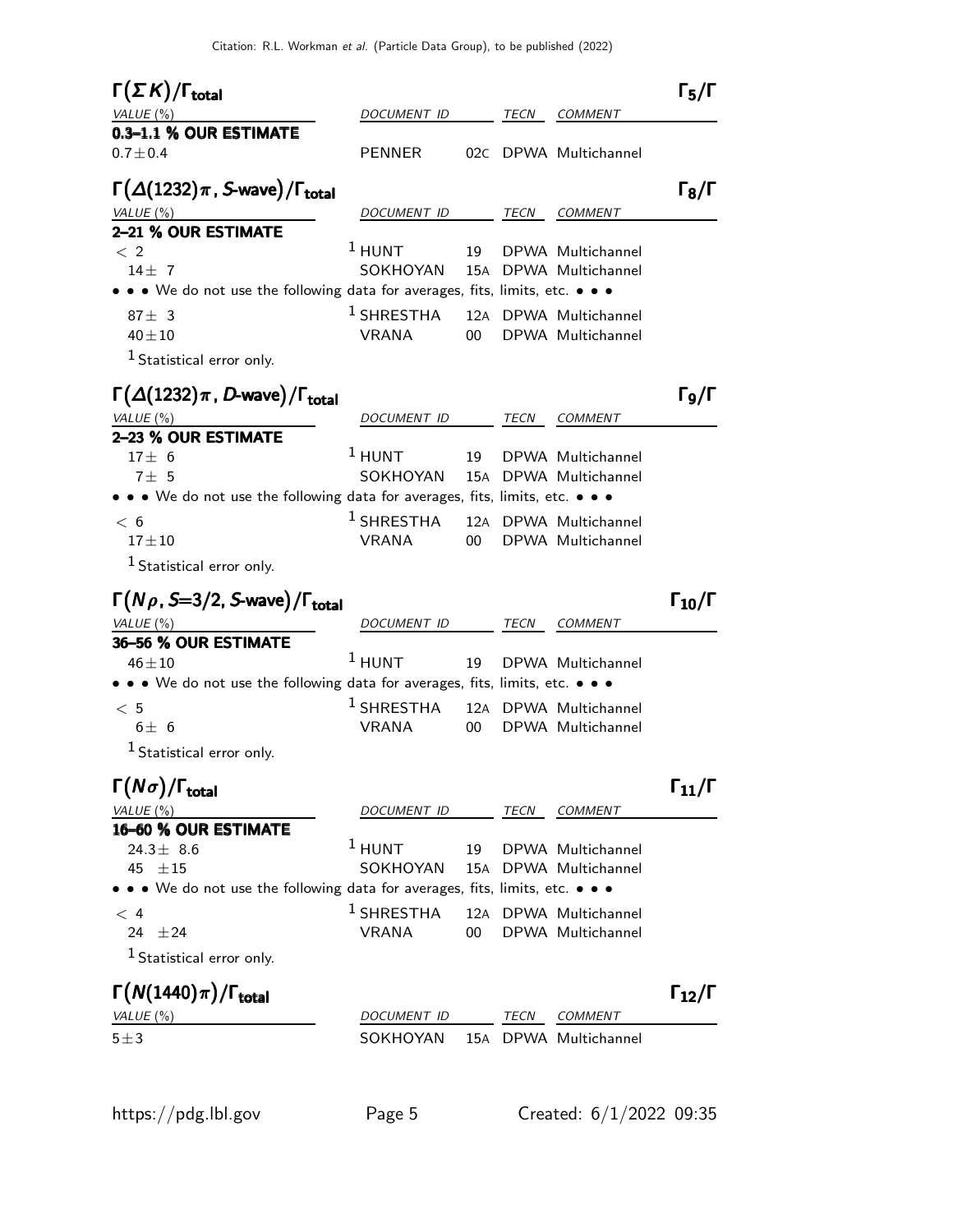### $\Gamma(\Sigma K)/\Gamma_{\text{total}}$ — $\Gamma_5/\Gamma$

| VALUE (%) | DOCUMENT ID | | TECN | COMMENT |
|---|---|---|---|---|
| **0.3–1.1 % OUR ESTIMATE** | | | | |
| 0.7±0.4 | PENNER | 02C | DPWA | Multichannel |

### $\Gamma(\Delta(1232)\pi\,,\, S\text{-wave})/\Gamma_{\text{total}}$ — $\Gamma_8/\Gamma$

| VALUE (%) | DOCUMENT ID | | TECN | COMMENT |
|---|---|---|---|---|
| **2–21 % OUR ESTIMATE** | | | | |
| < 2 | [1] HUNT | 19 | DPWA | Multichannel |
| 14± 7 | SOKHOYAN | 15A | DPWA | Multichannel |
| • • • We do not use the following data for averages, fits, limits, etc. • • • | | | | |
| 87± 3 | [1] SHRESTHA | 12A | DPWA | Multichannel |
| 40±10 | VRANA | 00 | DPWA | Multichannel |

[1] Statistical error only.

### $\Gamma(\Delta(1232)\pi\,,\, D\text{-wave})/\Gamma_{\text{total}}$ — $\Gamma_9/\Gamma$

| VALUE (%) | DOCUMENT ID | | TECN | COMMENT |
|---|---|---|---|---|
| **2–23 % OUR ESTIMATE** | | | | |
| 17± 6 | [1] HUNT | 19 | DPWA | Multichannel |
| 7± 5 | SOKHOYAN | 15A | DPWA | Multichannel |
| • • • We do not use the following data for averages, fits, limits, etc. • • • | | | | |
| < 6 | [1] SHRESTHA | 12A | DPWA | Multichannel |
| 17±10 | VRANA | 00 | DPWA | Multichannel |

[1] Statistical error only.

### $\Gamma(N\rho\,,\, S{=}3/2,\, S\text{-wave})/\Gamma_{\text{total}}$ — $\Gamma_{10}/\Gamma$

| VALUE (%) | DOCUMENT ID | | TECN | COMMENT |
|---|---|---|---|---|
| **36–56 % OUR ESTIMATE** | | | | |
| 46±10 | [1] HUNT | 19 | DPWA | Multichannel |
| • • • We do not use the following data for averages, fits, limits, etc. • • • | | | | |
| < 5 | [1] SHRESTHA | 12A | DPWA | Multichannel |
| 6± 6 | VRANA | 00 | DPWA | Multichannel |

[1] Statistical error only.

### $\Gamma(N\sigma)/\Gamma_{\text{total}}$ — $\Gamma_{11}/\Gamma$

| VALUE (%) | DOCUMENT ID | | TECN | COMMENT |
|---|---|---|---|---|
| **16–60 % OUR ESTIMATE** | | | | |
| 24.3± 8.6 | [1] HUNT | 19 | DPWA | Multichannel |
| 45 ±15 | SOKHOYAN | 15A | DPWA | Multichannel |
| • • • We do not use the following data for averages, fits, limits, etc. • • • | | | | |
| < 4 | [1] SHRESTHA | 12A | DPWA | Multichannel |
| 24 ±24 | VRANA | 00 | DPWA | Multichannel |

[1] Statistical error only.

### $\Gamma(N(1440)\pi)/\Gamma_{\text{total}}$ — $\Gamma_{12}/\Gamma$

| VALUE (%) | DOCUMENT ID | | TECN | COMMENT |
|---|---|---|---|---|
| 5±3 | SOKHOYAN | 15A | DPWA | Multichannel |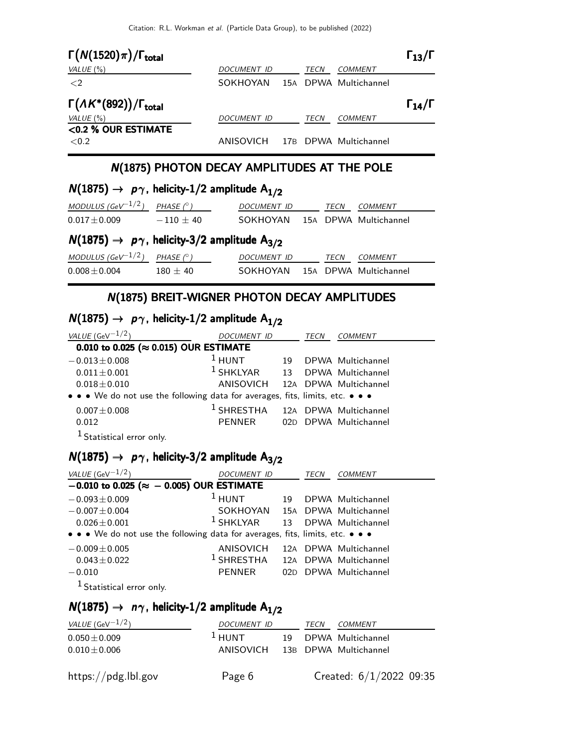### $\Gamma(N(1520)\pi)/\Gamma_{total}$ — $\Gamma_{13}/\Gamma$

| VALUE (%) | DOCUMENT ID | | TECN | COMMENT |
|---|---|---|---|---|
| <2 | SOKHOYAN | 15A | DPWA | Multichannel |

### $\Gamma(\Lambda K^*(892))/\Gamma_{total}$ — $\Gamma_{14}/\Gamma$

| VALUE (%) | DOCUMENT ID | | TECN | COMMENT |
|---|---|---|---|---|
| **<0.2 % OUR ESTIMATE** | | | | |
| <0.2 | ANISOVICH | 17B | DPWA | Multichannel |

## N(1875) PHOTON DECAY AMPLITUDES AT THE POLE

### $N(1875) \to p\gamma$, helicity-1/2 amplitude $A_{1/2}$

| MODULUS ($GeV^{-1/2}$) | PHASE (°) | DOCUMENT ID | | TECN | COMMENT |
|---|---|---|---|---|---|
| $0.017 \pm 0.009$ | $-110 \pm 40$ | SOKHOYAN | 15A | DPWA | Multichannel |

### $N(1875) \to p\gamma$, helicity-3/2 amplitude $A_{3/2}$

| MODULUS ($GeV^{-1/2}$) | PHASE (°) | DOCUMENT ID | | TECN | COMMENT |
|---|---|---|---|---|---|
| $0.008 \pm 0.004$ | $180 \pm 40$ | SOKHOYAN | 15A | DPWA | Multichannel |

## N(1875) BREIT-WIGNER PHOTON DECAY AMPLITUDES

### $N(1875) \to p\gamma$, helicity-1/2 amplitude $A_{1/2}$

| VALUE ($GeV^{-1/2}$) | DOCUMENT ID | | TECN | COMMENT |
|---|---|---|---|---|
| **0.010 to 0.025 (≈ 0.015) OUR ESTIMATE** | | | | |
| $-0.013 \pm 0.008$ | [1] HUNT | 19 | DPWA | Multichannel |
| $0.011 \pm 0.001$ | [1] SHKLYAR | 13 | DPWA | Multichannel |
| $0.018 \pm 0.010$ | ANISOVICH | 12A | DPWA | Multichannel |
| • • • We do not use the following data for averages, fits, limits, etc. • • • | | | | |
| $0.007 \pm 0.008$ | [1] SHRESTHA | 12A | DPWA | Multichannel |
| 0.012 | PENNER | 02D | DPWA | Multichannel |

[1] Statistical error only.

### $N(1875) \to p\gamma$, helicity-3/2 amplitude $A_{3/2}$

| VALUE ($GeV^{-1/2}$) | DOCUMENT ID | | TECN | COMMENT |
|---|---|---|---|---|
| **−0.010 to 0.025 (≈ −0.005) OUR ESTIMATE** | | | | |
| $-0.093 \pm 0.009$ | [1] HUNT | 19 | DPWA | Multichannel |
| $-0.007 \pm 0.004$ | SOKHOYAN | 15A | DPWA | Multichannel |
| $0.026 \pm 0.001$ | [1] SHKLYAR | 13 | DPWA | Multichannel |
| • • • We do not use the following data for averages, fits, limits, etc. • • • | | | | |
| $-0.009 \pm 0.005$ | ANISOVICH | 12A | DPWA | Multichannel |
| $0.043 \pm 0.022$ | [1] SHRESTHA | 12A | DPWA | Multichannel |
| $-0.010$ | PENNER | 02D | DPWA | Multichannel |

[1] Statistical error only.

### $N(1875) \to n\gamma$, helicity-1/2 amplitude $A_{1/2}$

| VALUE ($GeV^{-1/2}$) | DOCUMENT ID | | TECN | COMMENT |
|---|---|---|---|---|
| $0.050 \pm 0.009$ | [1] HUNT | 19 | DPWA | Multichannel |
| $0.010 \pm 0.006$ | ANISOVICH | 13B | DPWA | Multichannel |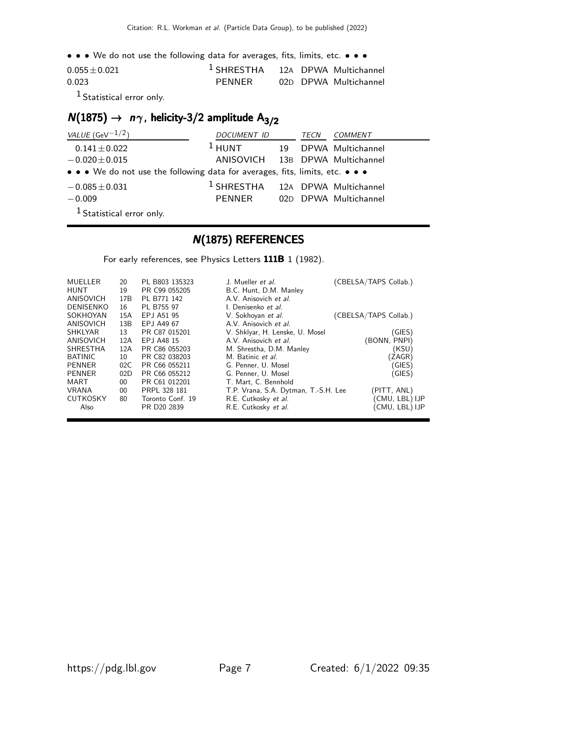• • • We do not use the following data for averages, fits, limits, etc. • • •

| | | | | |
|---|---|---|---|---|
| $0.055 \pm 0.021$ | [1] SHRESTHA | 12A | DPWA | Multichannel |
| 0.023 | PENNER | 02D | DPWA | Multichannel |

[1] Statistical error only.

## $N(1875) \rightarrow n\gamma$, helicity-3/2 amplitude $A_{3/2}$

| VALUE ($\mathrm{GeV}^{-1/2}$) | DOCUMENT ID | | TECN | COMMENT |
|---|---|---|---|---|
| $0.141 \pm 0.022$ | [1] HUNT | 19 | DPWA | Multichannel |
| $-0.020 \pm 0.015$ | ANISOVICH | 13B | DPWA | Multichannel |
| • • • We do not use the following data for averages, fits, limits, etc. • • • | | | | |
| $-0.085 \pm 0.031$ | [1] SHRESTHA | 12A | DPWA | Multichannel |
| $-0.009$ | PENNER | 02D | DPWA | Multichannel |

[1] Statistical error only.

## N(1875) REFERENCES

For early references, see Physics Letters **111B** 1 (1982).

| | | | | |
|---|---|---|---|---|
| MUELLER | 20 | PL B803 135323 | J. Mueller *et al.* | (CBELSA/TAPS Collab.) |
| HUNT | 19 | PR C99 055205 | B.C. Hunt, D.M. Manley | |
| ANISOVICH | 17B | PL B771 142 | A.V. Anisovich *et al.* | |
| DENISENKO | 16 | PL B755 97 | I. Denisenko *et al.* | |
| SOKHOYAN | 15A | EPJ A51 95 | V. Sokhoyan *et al.* | (CBELSA/TAPS Collab.) |
| ANISOVICH | 13B | EPJ A49 67 | A.V. Anisovich *et al.* | |
| SHKLYAR | 13 | PR C87 015201 | V. Shklyar, H. Lenske, U. Mosel | (GIES) |
| ANISOVICH | 12A | EPJ A48 15 | A.V. Anisovich *et al.* | (BONN, PNPI) |
| SHRESTHA | 12A | PR C86 055203 | M. Shrestha, D.M. Manley | (KSU) |
| BATINIC | 10 | PR C82 038203 | M. Batinic *et al.* | (ZAGR) |
| PENNER | 02C | PR C66 055211 | G. Penner, U. Mosel | (GIES) |
| PENNER | 02D | PR C66 055212 | G. Penner, U. Mosel | (GIES) |
| MART | 00 | PR C61 012201 | T. Mart, C. Bennhold | |
| VRANA | 00 | PRPL 328 181 | T.P. Vrana, S.A. Dytman, T.-S.H. Lee | (PITT, ANL) |
| CUTKOSKY | 80 | Toronto Conf. 19 | R.E. Cutkosky *et al.* | (CMU, LBL) IJP |
| Also | | PR D20 2839 | R.E. Cutkosky *et al.* | (CMU, LBL) IJP |